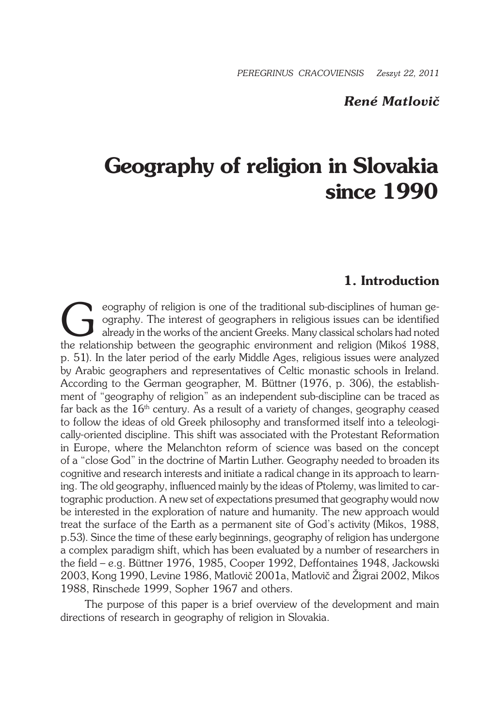*René Matlovič*

# Geography of religion in Slovakia since 1990

## 1. Introduction

Geography of religion is one of the traditional sub-disciplines of human geography. The interest of geographers in religious issues can be identified already in the works of the ancient Greeks. Many classical scholars had noted the relationship between the geographic environment and religion (Mikoś 1988, p. 51). In the later period of the early Middle Ages, religious issues were analyzed by Arabic geographers and representatives of Celtic monastic schools in Ireland. According to the German geographer, M. Büttner (1976, p. 306), the establishment of "geography of religion" as an independent sub-discipline can be traced as far back as the 16th century. As a result of a variety of changes, geography ceased to follow the ideas of old Greek philosophy and transformed itself into a teleologically-oriented discipline. This shift was associated with the Protestant Reformation in Europe, where the Melanchton reform of science was based on the concept of a "close God" in the doctrine of Martin Luther. Geography needed to broaden its cognitive and research interests and initiate a radical change in its approach to learning. The old geography, influenced mainly by the ideas of Ptolemy, was limited to cartographic production. A new set of expectations presumed that geography would now be interested in the exploration of nature and humanity. The new approach would treat the surface of the Earth as a permanent site of God's activity (Mikos, 1988, p.53). Since the time of these early beginnings, geography of religion has undergone a complex paradigm shift, which has been evaluated by a number of researchers in the field – e.g. Büttner 1976, 1985, Cooper 1992, Deffontaines 1948, Jackowski 2003, Kong 1990, Levine 1986, Matlovič 2001a, Matlovič and Žigrai 2002, Mikos 1988, Rinschede 1999, Sopher 1967 and others.

The purpose of this paper is a brief overview of the development and main directions of research in geography of religion in Slovakia.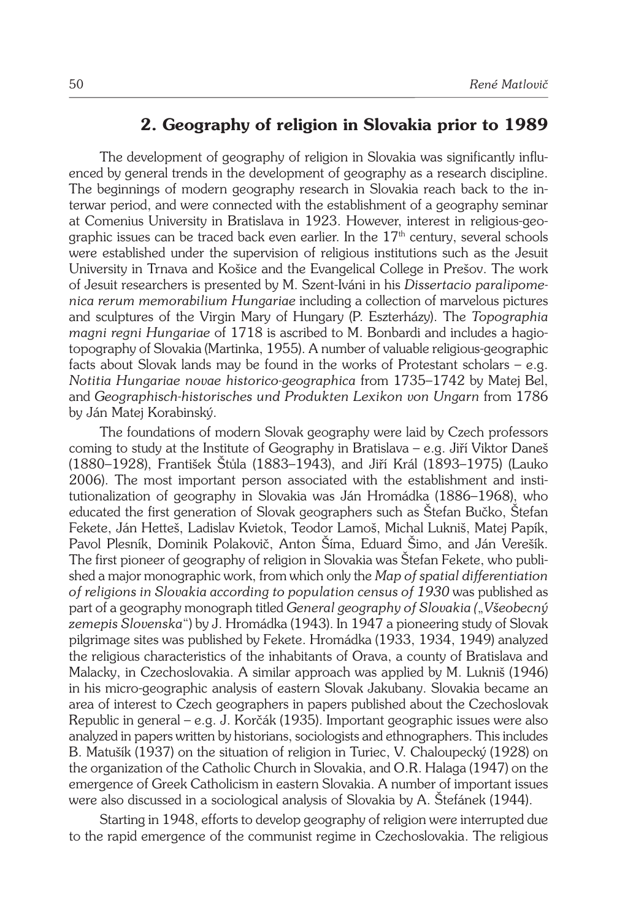## 2. Geography of religion in Slovakia prior to 1989

The development of geography of religion in Slovakia was significantly influenced by general trends in the development of geography as a research discipline. The beginnings of modern geography research in Slovakia reach back to the interwar period, and were connected with the establishment of a geography seminar at Comenius University in Bratislava in 1923. However, interest in religious-geographic issues can be traced back even earlier. In the 17th century, several schools were established under the supervision of religious institutions such as the Jesuit University in Trnava and Košice and the Evangelical College in Prešov. The work of Jesuit researchers is presented by M. Szent-Iváni in his *Dissertacio paralipomenica rerum memorabilium Hungariae* including a collection of marvelous pictures and sculptures of the Virgin Mary of Hungary (P. Eszterházy). The *Topographia magni regni Hungariae* of 1718 is ascribed to M. Bonbardi and includes a hagiotopography of Slovakia (Martinka, 1955). A number of valuable religious-geographic facts about Slovak lands may be found in the works of Protestant scholars – e.g. *Notitia Hungariae novae historico-geographica* from 1735–1742 by Matej Bel, and *Geographisch-historisches und Produkten Lexikon von Ungarn* from 1786 by Ján Matej Korabinský.

The foundations of modern Slovak geography were laid by Czech professors coming to study at the Institute of Geography in Bratislava – e.g. Jiří Viktor Daneš (1880–1928), František Štůla (1883–1943), and Jiří Král (1893–1975) (Lauko 2006). The most important person associated with the establishment and institutionalization of geography in Slovakia was Ján Hromádka (1886–1968), who educated the first generation of Slovak geographers such as Štefan Bučko, Štefan Fekete, Ján Hetteš, Ladislav Kvietok, Teodor Lamoš, Michal Lukniš, Matej Papík, Pavol Plesník, Dominik Polakovič, Anton Šíma, Eduard Šimo, and Ján Verešík. The first pioneer of geography of religion in Slovakia was Štefan Fekete, who published a major monographic work, from which only the *Map of spatial differentiation of religions in Slovakia according to population census of 1930* was published as part of a geography monograph titled *General geography of Slovakia* („*Všeobecný zemepis Slovenska*") by J. Hromádka (1943). In 1947 a pioneering study of Slovak pilgrimage sites was published by Fekete. Hromádka (1933, 1934, 1949) analyzed the religious characteristics of the inhabitants of Orava, a county of Bratislava and Malacky, in Czechoslovakia. A similar approach was applied by M. Lukniš (1946) in his micro-geographic analysis of eastern Slovak Jakubany. Slovakia became an area of interest to Czech geographers in papers published about the Czechoslovak Republic in general – e.g. J. Korčák (1935). Important geographic issues were also analyzed in papers written by historians, sociologists and ethnographers. This includes B. Matušík (1937) on the situation of religion in Turiec, V. Chaloupecký (1928) on the organization of the Catholic Church in Slovakia, and O.R. Halaga (1947) on the emergence of Greek Catholicism in eastern Slovakia. A number of important issues were also discussed in a sociological analysis of Slovakia by A. Štefánek (1944).

Starting in 1948, efforts to develop geography of religion were interrupted due to the rapid emergence of the communist regime in Czechoslovakia. The religious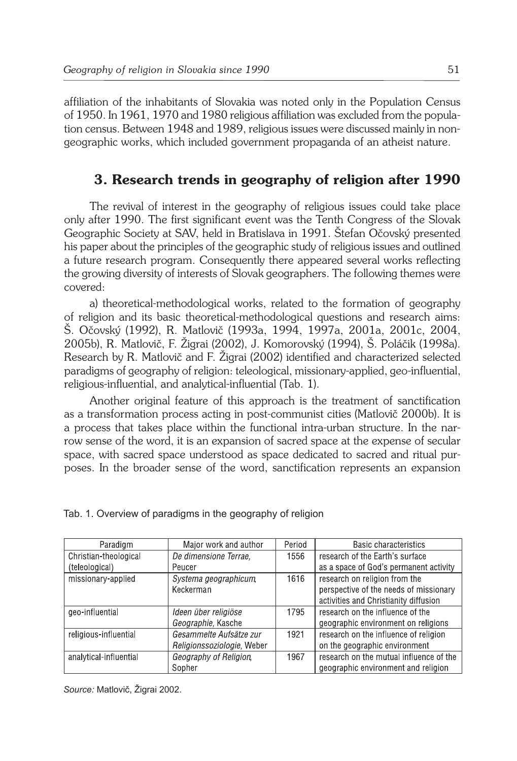affiliation of the inhabitants of Slovakia was noted only in the Population Census of 1950. In 1961, 1970 and 1980 religious affiliation was excluded from the population census. Between 1948 and 1989, religious issues were discussed mainly in non-geographic works, which included government propaganda of an atheist nature.

## 3. Research trends in geography of religion after 1990

The revival of interest in the geography of religious issues could take place only after 1990. The first significant event was the Tenth Congress of the Slovak Geographic Society at SAV, held in Bratislava in 1991. Štefan Očovský presented his paper about the principles of the geographic study of religious issues and outlined a future research program. Consequently there appeared several works reflecting the growing diversity of interests of Slovak geographers. The following themes were covered:

a) theoretical-methodological works, related to the formation of geography of religion and its basic theoretical-methodological questions and research aims: Š. Očovský (1992), R. Matlovič (1993a, 1994, 1997a, 2001a, 2001c, 2004, 2005b), R. Matlovič, F. Žigrai (2002), J. Komorovský (1994), Š. Poláčik (1998a). Research by R. Matlovič and F. Žigrai (2002) identified and characterized selected paradigms of geography of religion: teleological, missionary-applied, geo-influential, religious-influential, and analytical-influential (Tab. 1).

Another original feature of this approach is the treatment of sanctification as a transformation process acting in post-communist cities (Matlovič 2000b). It is a process that takes place within the functional intra-urban structure. In the narrow sense of the word, it is an expansion of sacred space at the expense of secular space, with sacred space understood as space dedicated to sacred and ritual purposes. In the broader sense of the word, sanctification represents an expansion

Tab. 1. Overview of paradigms in the geography of religion

| Paradigm | Major work and author | Period | Basic characteristics |
|---|---|---|---|
| Christian-theological (teleological) | *De dimensione Terrae*, Peucer | 1556 | research of the Earth's surface as a space of God's permanent activity |
| missionary-applied | *Systema geographicum*, Keckerman | 1616 | research on religion from the perspective of the needs of missionary activities and Christianity diffusion |
| geo-influential | *Ideen über religiöse Geographie*, Kasche | 1795 | research on the influence of the geographic environment on religions |
| religious-influential | *Gesammelte Aufsätze zur Religionssoziologie*, Weber | 1921 | research on the influence of religion on the geographic environment |
| analytical-influential | *Geography of Religion*, Sopher | 1967 | research on the mutual influence of the geographic environment and religion |

*Source:* Matlovič, Žigrai 2002.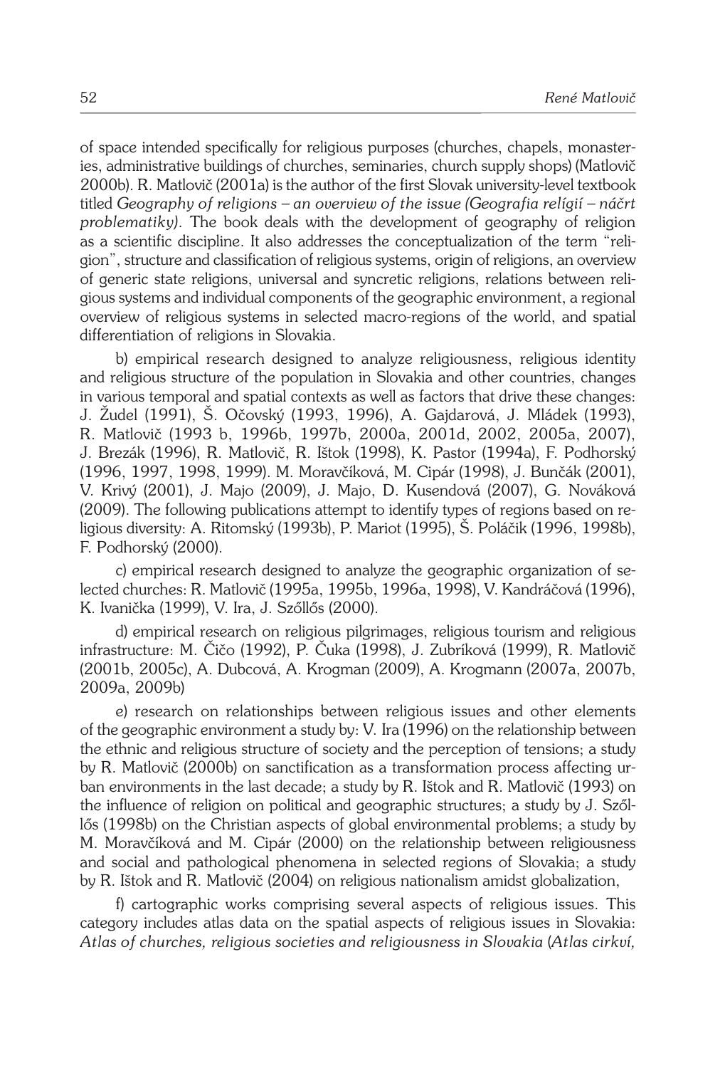of space intended specifically for religious purposes (churches, chapels, monasteries, administrative buildings of churches, seminaries, church supply shops) (Matlovič 2000b). R. Matlovič (2001a) is the author of the first Slovak university-level textbook titled *Geography of religions – an overview of the issue (Geografia relígií – náčrt problematiky)*. The book deals with the development of geography of religion as a scientific discipline. It also addresses the conceptualization of the term "religion", structure and classification of religious systems, origin of religions, an overview of generic state religions, universal and syncretic religions, relations between religious systems and individual components of the geographic environment, a regional overview of religious systems in selected macro-regions of the world, and spatial differentiation of religions in Slovakia.

b) empirical research designed to analyze religiousness, religious identity and religious structure of the population in Slovakia and other countries, changes in various temporal and spatial contexts as well as factors that drive these changes: J. Žudel (1991), Š. Očovský (1993, 1996), A. Gajdarová, J. Mládek (1993), R. Matlovič (1993 b, 1996b, 1997b, 2000a, 2001d, 2002, 2005a, 2007), J. Brezák (1996), R. Matlovič, R. Ištok (1998), K. Pastor (1994a), F. Podhorský (1996, 1997, 1998, 1999). M. Moravčíková, M. Cipár (1998), J. Bunčák (2001), V. Krivý (2001), J. Majo (2009), J. Majo, D. Kusendová (2007), G. Nováková (2009). The following publications attempt to identify types of regions based on religious diversity: A. Ritomský (1993b), P. Mariot (1995), Š. Poláčik (1996, 1998b), F. Podhorský (2000).

c) empirical research designed to analyze the geographic organization of selected churches: R. Matlovič (1995a, 1995b, 1996a, 1998), V. Kandráčová (1996), K. Ivanička (1999), V. Ira, J. Szőllős (2000).

d) empirical research on religious pilgrimages, religious tourism and religious infrastructure: M. Čičo (1992), P. Čuka (1998), J. Zubríková (1999), R. Matlovič (2001b, 2005c), A. Dubcová, A. Krogman (2009), A. Krogmann (2007a, 2007b, 2009a, 2009b)

e) research on relationships between religious issues and other elements of the geographic environment a study by: V. Ira (1996) on the relationship between the ethnic and religious structure of society and the perception of tensions; a study by R. Matlovič (2000b) on sanctification as a transformation process affecting urban environments in the last decade; a study by R. Ištok and R. Matlovič (1993) on the influence of religion on political and geographic structures; a study by J. Szőllős (1998b) on the Christian aspects of global environmental problems; a study by M. Moravčíková and M. Cipár (2000) on the relationship between religiousness and social and pathological phenomena in selected regions of Slovakia; a study by R. Ištok and R. Matlovič (2004) on religious nationalism amidst globalization,

f) cartographic works comprising several aspects of religious issues. This category includes atlas data on the spatial aspects of religious issues in Slovakia: *Atlas of churches, religious societies and religiousness in Slovakia* (*Atlas cirkví,*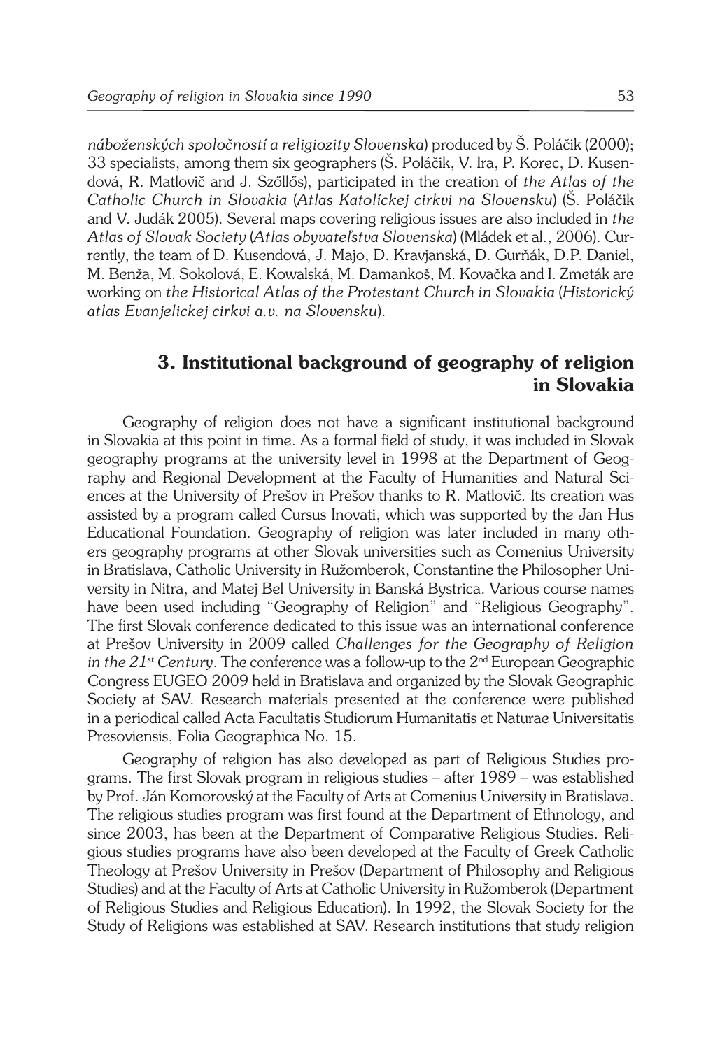*náboženských spoločností a religiozity Slovenska*) produced by Š. Poláčik (2000); 33 specialists, among them six geographers (Š. Poláčik, V. Ira, P. Korec, D. Kusendová, R. Matlovič and J. Szőllős), participated in the creation of *the Atlas of the Catholic Church in Slovakia* (*Atlas Katolíckej cirkvi na Slovensku*) (Š. Poláčik and V. Judák 2005). Several maps covering religious issues are also included in *the Atlas of Slovak Society* (*Atlas obyvateľstva Slovenska*) (Mládek et al., 2006). Currently, the team of D. Kusendová, J. Majo, D. Kravjanská, D. Gurňák, D.P. Daniel, M. Benža, M. Sokolová, E. Kowalská, M. Damankoš, M. Kovačka and I. Zmeták are working on *the Historical Atlas of the Protestant Church in Slovakia* (*Historický atlas Evanjelickej cirkvi a.v. na Slovensku*).

## 3. Institutional background of geography of religion in Slovakia

Geography of religion does not have a significant institutional background in Slovakia at this point in time. As a formal field of study, it was included in Slovak geography programs at the university level in 1998 at the Department of Geography and Regional Development at the Faculty of Humanities and Natural Sciences at the University of Prešov in Prešov thanks to R. Matlovič. Its creation was assisted by a program called Cursus Inovati, which was supported by the Jan Hus Educational Foundation. Geography of religion was later included in many others geography programs at other Slovak universities such as Comenius University in Bratislava, Catholic University in Ružomberok, Constantine the Philosopher University in Nitra, and Matej Bel University in Banská Bystrica. Various course names have been used including "Geography of Religion" and "Religious Geography". The first Slovak conference dedicated to this issue was an international conference at Prešov University in 2009 called *Challenges for the Geography of Religion in the 21st Century*. The conference was a follow-up to the 2nd European Geographic Congress EUGEO 2009 held in Bratislava and organized by the Slovak Geographic Society at SAV. Research materials presented at the conference were published in a periodical called Acta Facultatis Studiorum Humanitatis et Naturae Universitatis Presoviensis, Folia Geographica No. 15.

Geography of religion has also developed as part of Religious Studies programs. The first Slovak program in religious studies – after 1989 – was established by Prof. Ján Komorovský at the Faculty of Arts at Comenius University in Bratislava. The religious studies program was first found at the Department of Ethnology, and since 2003, has been at the Department of Comparative Religious Studies. Religious studies programs have also been developed at the Faculty of Greek Catholic Theology at Prešov University in Prešov (Department of Philosophy and Religious Studies) and at the Faculty of Arts at Catholic University in Ružomberok (Department of Religious Studies and Religious Education). In 1992, the Slovak Society for the Study of Religions was established at SAV. Research institutions that study religion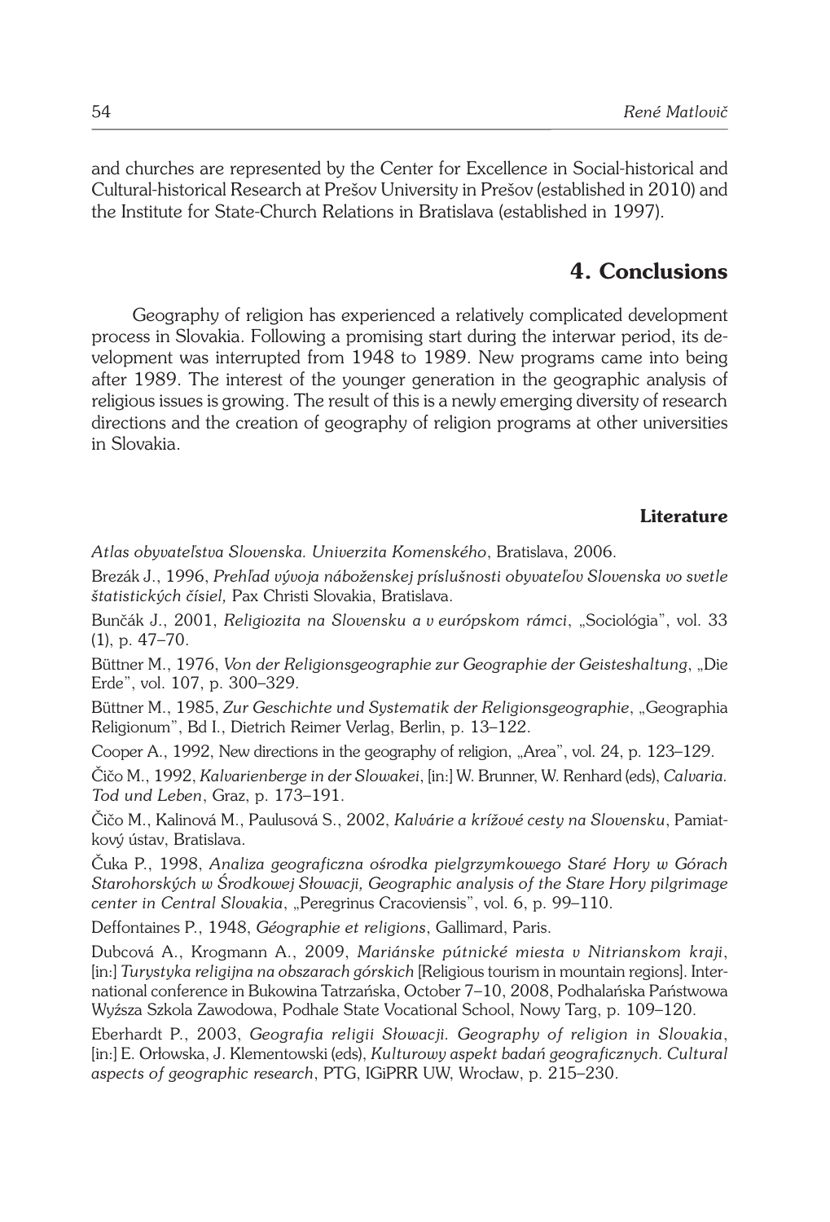and churches are represented by the Center for Excellence in Social-historical and Cultural-historical Research at Prešov University in Prešov (established in 2010) and the Institute for State-Church Relations in Bratislava (established in 1997).

## 4. Conclusions

Geography of religion has experienced a relatively complicated development process in Slovakia. Following a promising start during the interwar period, its development was interrupted from 1948 to 1989. New programs came into being after 1989. The interest of the younger generation in the geographic analysis of religious issues is growing. The result of this is a newly emerging diversity of research directions and the creation of geography of religion programs at other universities in Slovakia.

### Literature

*Atlas obyvateľstva Slovenska. Univerzita Komenského*, Bratislava, 2006.

Brezák J., 1996, *Prehľad vývoja náboženskej príslušnosti obyvateľov Slovenska vo svetle štatistických čísiel,* Pax Christi Slovakia, Bratislava.

Bunčák J., 2001, *Religiozita na Slovensku a v európskom rámci*, „Sociológia", vol. 33 (1), p. 47–70.

Büttner M., 1976, *Von der Religionsgeographie zur Geographie der Geisteshaltung*, „Die Erde", vol. 107, p. 300–329.

Büttner M., 1985, *Zur Geschichte und Systematik der Religionsgeographie*, „Geographia Religionum", Bd I., Dietrich Reimer Verlag, Berlin, p. 13–122.

Cooper A., 1992, New directions in the geography of religion, „Area", vol. 24, p. 123–129.

Čičo M., 1992, *Kalvarienberge in der Slowakei*, [in:] W. Brunner, W. Renhard (eds), *Calvaria. Tod und Leben*, Graz, p. 173–191.

Čičo M., Kalinová M., Paulusová S., 2002, *Kalvárie a krížové cesty na Slovensku*, Pamiatkový ústav, Bratislava.

Čuka P., 1998, *Analiza geograficzna ośrodka pielgrzymkowego Staré Hory w Górach Starohorských w Środkowej Słowacji, Geographic analysis of the Stare Hory pilgrimage center in Central Slovakia*, „Peregrinus Cracoviensis", vol. 6, p. 99–110.

Deffontaines P., 1948, *Géographie et religions*, Gallimard, Paris.

Dubcová A., Krogmann A., 2009, *Mariánske pútnické miesta v Nitrianskom kraji*, [in:] *Turystyka religijna na obszarach górskich* [Religious tourism in mountain regions]. International conference in Bukowina Tatrzańska, October 7–10, 2008, Podhalańska Państwowa Wyższa Szkoła Zawodowa, Podhale State Vocational School, Nowy Targ, p. 109–120.

Eberhardt P., 2003, *Geografia religii Słowacji. Geography of religion in Slovakia*, [in:] E. Orłowska, J. Klementowski (eds), *Kulturowy aspekt badań geograficznych. Cultural aspects of geographic research*, PTG, IGiPRR UW, Wrocław, p. 215–230.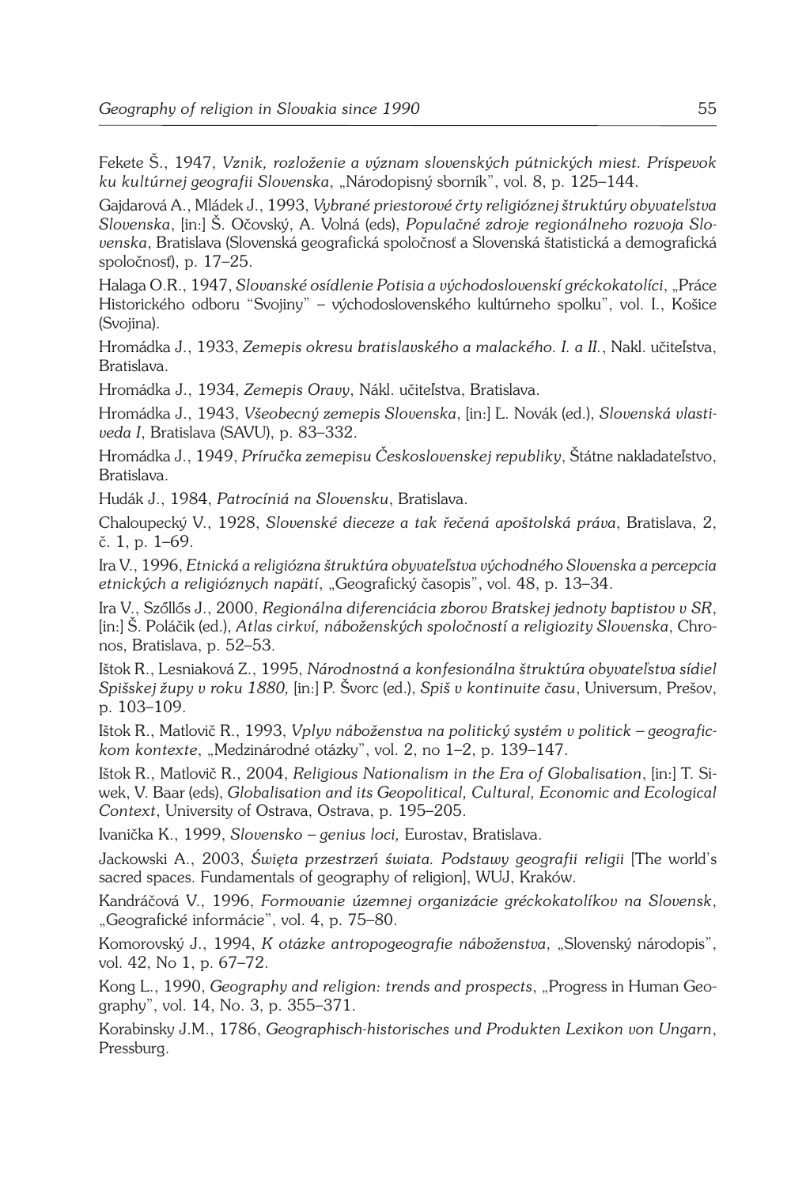Fekete Š., 1947, *Vznik, rozloženie a význam slovenských pútnických miest. Príspevok ku kultúrnej geografii Slovenska*, „Národopisný sborník", vol. 8, p. 125–144.

Gajdarová A., Mládek J., 1993, *Vybrané priestorové črty religióznej štruktúry obyvateľstva Slovenska*, [in:] Š. Očovský, A. Volná (eds), *Populačné zdroje regionálneho rozvoja Slovenska*, Bratislava (Slovenská geografická spoločnosť a Slovenská štatistická a demografická spoločnosť), p. 17–25.

Halaga O.R., 1947, *Slovanské osídlenie Potisia a východoslovenskí gréckokatolíci*, „Práce Historického odboru "Svojiny" – východoslovenského kultúrneho spolku", vol. I., Košice (Svojina).

Hromádka J., 1933, *Zemepis okresu bratislavského a malackého. I. a II.*, Nakl. učiteľstva, Bratislava.

Hromádka J., 1934, *Zemepis Oravy*, Nákl. učiteľstva, Bratislava.

Hromádka J., 1943, *Všeobecný zemepis Slovenska*, [in:] Ľ. Novák (ed.), *Slovenská vlastiveda I*, Bratislava (SAVU), p. 83–332.

Hromádka J., 1949, *Príručka zemepisu Československej republiky*, Štátne nakladateľstvo, Bratislava.

Hudák J., 1984, *Patrocíniá na Slovensku*, Bratislava.

Chaloupecký V., 1928, *Slovenské dieceze a tak řečená apoštolská práva*, Bratislava, 2, č. 1, p. 1–69.

Ira V., 1996, *Etnická a religiózna štruktúra obyvateľstva východného Slovenska a percepcia etnických a religióznych napätí*, „Geografický časopis", vol. 48, p. 13–34.

Ira V., Szőllős J., 2000, *Regionálna diferenciácia zborov Bratskej jednoty baptistov v SR*, [in:] Š. Poláčik (ed.), *Atlas cirkví, náboženských spoločností a religiozity Slovenska*, Chronos, Bratislava, p. 52–53.

Ištok R., Lesniaková Z., 1995, *Národnostná a konfesionálna štruktúra obyvateľstva sídiel Spišskej župy v roku 1880,* [in:] P. Švorc (ed.), *Spiš v kontinuite času*, Universum, Prešov, p. 103–109.

Ištok R., Matlovič R., 1993, *Vplyv náboženstva na politický systém v politick – geografickom kontexte*, „Medzinárodné otázky", vol. 2, no 1–2, p. 139–147.

Ištok R., Matlovič R., 2004, *Religious Nationalism in the Era of Globalisation*, [in:] T. Siwek, V. Baar (eds), *Globalisation and its Geopolitical, Cultural, Economic and Ecological Context*, University of Ostrava, Ostrava, p. 195–205.

Ivanička K., 1999, *Slovensko – genius loci,* Eurostav, Bratislava.

Jackowski A., 2003, *Święta przestrzeń świata. Podstawy geografii religii* [The world's sacred spaces. Fundamentals of geography of religion], WUJ, Kraków.

Kandráčová V., 1996, *Formovanie územnej organizácie gréckokatolíkov na Slovensk*, „Geografické informácie", vol. 4, p. 75–80.

Komorovský J., 1994, *K otázke antropogeografie náboženstva*, „Slovenský národopis", vol. 42, No 1, p. 67–72.

Kong L., 1990, *Geography and religion: trends and prospects*, „Progress in Human Geography", vol. 14, No. 3, p. 355–371.

Korabinsky J.M., 1786, *Geographisch-historisches und Produkten Lexikon von Ungarn*, Pressburg.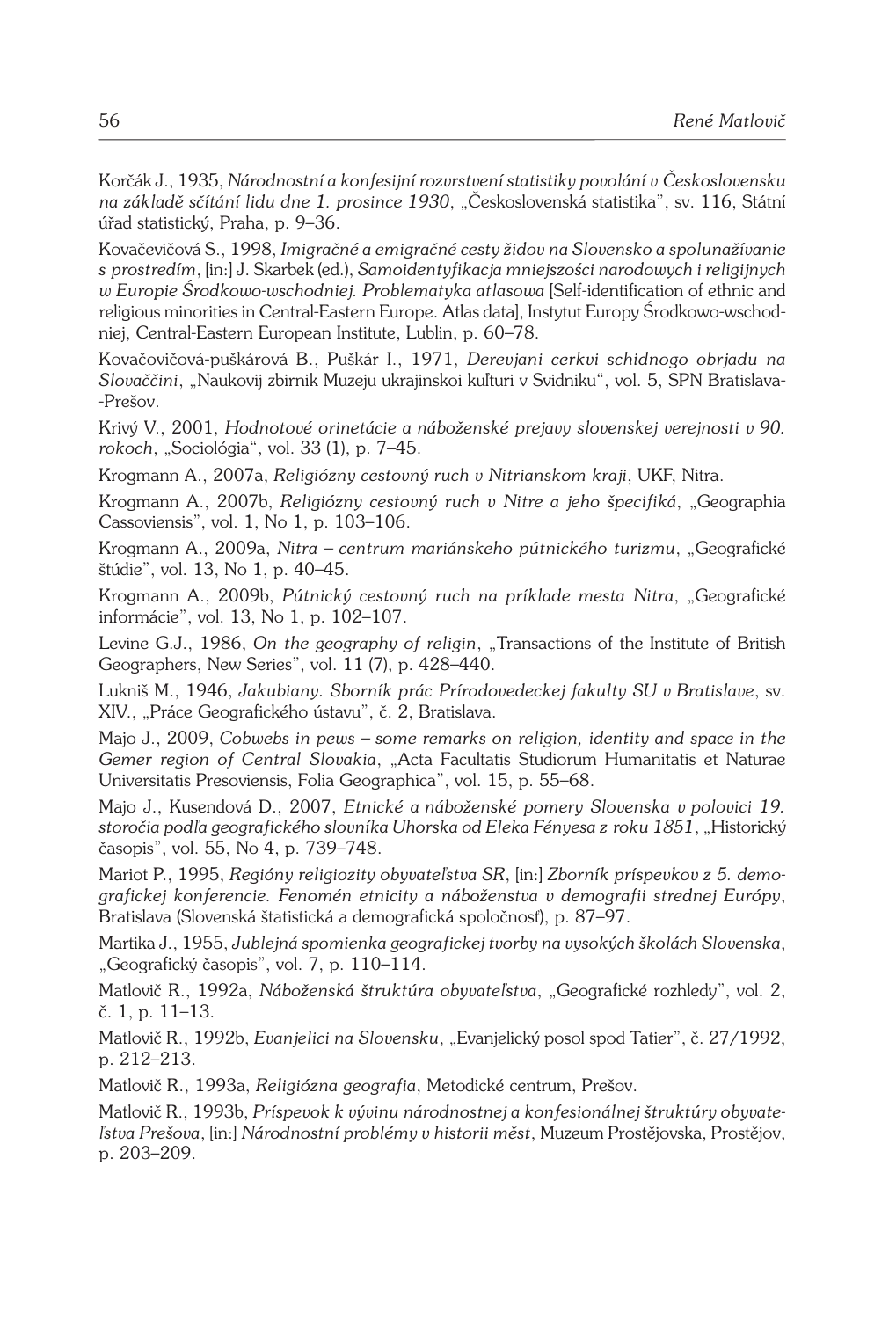Korčák J., 1935, *Národnostní a konfesijní rozvrstvení statistiky povolání v Československu na základě sčítání lidu dne 1. prosince 1930*, „Československá statistika", sv. 116, Státní úřad statistický, Praha, p. 9–36.

Kovačevičová S., 1998, *Imigračné a emigračné cesty židov na Slovensko a spolunažívanie s prostredím*, [in:] J. Skarbek (ed.), *Samoidentyfikacja mniejszości narodowych i religijnych w Europie Środkowo-wschodniej. Problematyka atlasowa* [Self-identification of ethnic and religious minorities in Central-Eastern Europe. Atlas data], Instytut Europy Środkowo-wschodniej, Central-Eastern European Institute, Lublin, p. 60–78.

Kovačovičová-puškárová B., Puškár I., 1971, *Derevjani cerkvi schidnogo obrjadu na Slovaččini*, „Naukovij zbirnik Muzeju ukrajinskoi kuľturi v Svidniku", vol. 5, SPN Bratislava--Prešov.

Krivý V., 2001, *Hodnotové orinetácie a náboženské prejavy slovenskej verejnosti v 90. rokoch*, „Sociológia", vol. 33 (1), p. 7–45.

Krogmann A., 2007a, *Religiózny cestovný ruch v Nitrianskom kraji*, UKF, Nitra.

Krogmann A., 2007b, *Religiózny cestovný ruch v Nitre a jeho špecifiká*, „Geographia Cassoviensis", vol. 1, No 1, p. 103–106.

Krogmann A., 2009a, *Nitra – centrum mariánskeho pútnického turizmu*, „Geografické štúdie", vol. 13, No 1, p. 40–45.

Krogmann A., 2009b, *Pútnický cestovný ruch na príklade mesta Nitra*, „Geografické informácie", vol. 13, No 1, p. 102–107.

Levine G.J., 1986, *On the geography of religin*, „Transactions of the Institute of British Geographers, New Series", vol. 11 (7), p. 428–440.

Lukniš M., 1946, *Jakubiany. Sborník prác Prírodovedeckej fakulty SU v Bratislave*, sv. XIV., „Práce Geografického ústavu", č. 2, Bratislava.

Majo J., 2009, *Cobwebs in pews – some remarks on religion, identity and space in the Gemer region of Central Slovakia*, „Acta Facultatis Studiorum Humanitatis et Naturae Universitatis Presoviensis, Folia Geographica", vol. 15, p. 55–68.

Majo J., Kusendová D., 2007, *Etnické a náboženské pomery Slovenska v polovici 19. storočia podľa geografického slovníka Uhorska od Eleka Fényesa z roku 1851*, „Historický časopis", vol. 55, No 4, p. 739–748.

Mariot P., 1995, *Regióny religiozity obyvateľstva SR*, [in:] *Zborník príspevkov z 5. demografickej konferencie. Fenomén etnicity a náboženstva v demografii strednej Európy*, Bratislava (Slovenská štatistická a demografická spoločnosť), p. 87–97.

Martika J., 1955, *Jublejná spomienka geografickej tvorby na vysokých školách Slovenska*, „Geografický časopis", vol. 7, p. 110–114.

Matlovič R., 1992a, *Náboženská štruktúra obyvateľstva*, „Geografické rozhledy", vol. 2, č. 1, p. 11–13.

Matlovič R., 1992b, *Evanjelici na Slovensku*, „Evanjelický posol spod Tatier", č. 27/1992, p. 212–213.

Matlovič R., 1993a, *Religiózna geografia*, Metodické centrum, Prešov.

Matlovič R., 1993b, *Príspevok k vývinu národnostnej a konfesionálnej štruktúry obyvateľstva Prešova*, [in:] *Národnostní problémy v historii měst*, Muzeum Prostějovska, Prostějov, p. 203–209.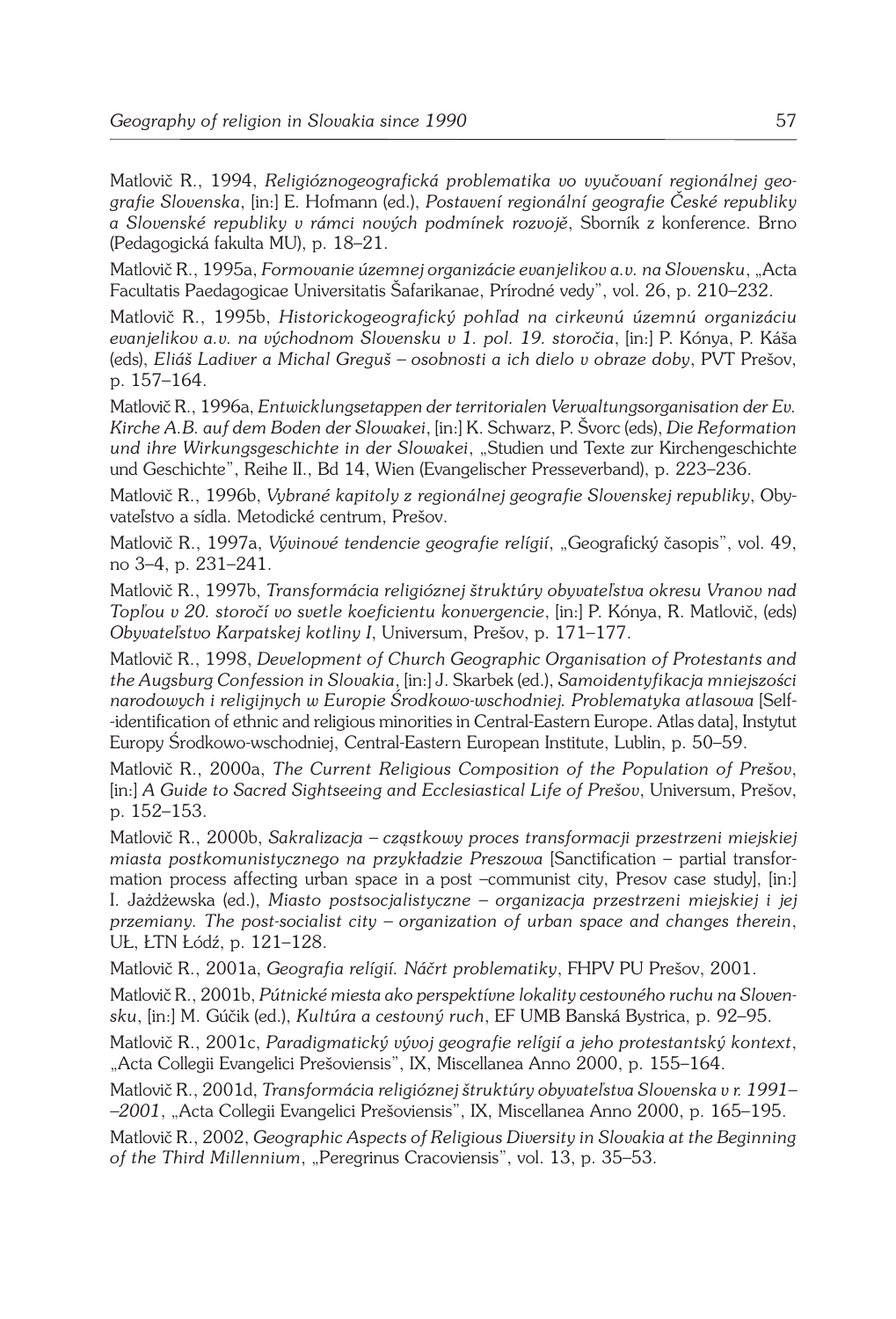Matlovič R., 1994, *Religióznogeografická problematika vo vyučovaní regionálnej geografie Slovenska*, [in:] E. Hofmann (ed.), *Postavení regionální geografie České republiky a Slovenské republiky v rámci nových podmínek rozvojě*, Sborník z konference. Brno (Pedagogická fakulta MU), p. 18–21.

Matlovič R., 1995a, *Formovanie územnej organizácie evanjelikov a.v. na Slovensku*, „Acta Facultatis Paedagogicae Universitatis Šafarikanae, Prírodné vedy", vol. 26, p. 210–232.

Matlovič R., 1995b, *Historickogeografický pohľad na cirkevnú územnú organizáciu evanjelikov a.v. na východnom Slovensku v 1. pol. 19. storočia*, [in:] P. Kónya, P. Káša (eds), *Eliáš Ladiver a Michal Greguš – osobnosti a ich dielo v obraze doby*, PVT Prešov, p. 157–164.

Matlovič R., 1996a, *Entwicklungsetappen der territorialen Verwaltungsorganisation der Ev. Kirche A.B. auf dem Boden der Slowakei*, [in:] K. Schwarz, P. Švorc (eds), *Die Reformation und ihre Wirkungsgeschichte in der Slowakei*, „Studien und Texte zur Kirchengeschichte und Geschichte", Reihe II., Bd 14, Wien (Evangelischer Presseverband), p. 223–236.

Matlovič R., 1996b, *Vybrané kapitoly z regionálnej geografie Slovenskej republiky*, Obyvateľstvo a sídla. Metodické centrum, Prešov.

Matlovič R., 1997a, *Vývinové tendencie geografie religií*, „Geografický časopis", vol. 49, no 3–4, p. 231–241.

Matlovič R., 1997b, *Transformácia religióznej štruktúry obyvateľstva okresu Vranov nad Topľou v 20. storočí vo svetle koeficientu konvergencie*, [in:] P. Kónya, R. Matlovič, (eds) *Obyvateľstvo Karpatskej kotliny I*, Universum, Prešov, p. 171–177.

Matlovič R., 1998, *Development of Church Geographic Organisation of Protestants and the Augsburg Confession in Slovakia*, [in:] J. Skarbek (ed.), *Samoidentyfikacja mniejszości narodowych i religijnych w Europie Środkowo-wschodniej. Problematyka atlasowa* [Self--identification of ethnic and religious minorities in Central-Eastern Europe. Atlas data], Instytut Europy Środkowo-wschodniej, Central-Eastern European Institute, Lublin, p. 50–59.

Matlovič R., 2000a, *The Current Religious Composition of the Population of Prešov*, [in:] *A Guide to Sacred Sightseeing and Ecclesiastical Life of Prešov*, Universum, Prešov, p. 152–153.

Matlovič R., 2000b, *Sakralizacja – cząstkowy proces transformacji przestrzeni miejskiej miasta postkomunistycznego na przykładzie Preszowa* [Sanctification – partial transformation process affecting urban space in a post –communist city, Presov case study], [in:] I. Jażdżewska (ed.), *Miasto postsocjalistyczne – organizacja przestrzeni miejskiej i jej przemiany. The post-socialist city – organization of urban space and changes therein*, UŁ, ŁTN Łódź, p. 121–128.

Matlovič R., 2001a, *Geografia religií. Náčrt problematiky*, FHPV PU Prešov, 2001.

Matlovič R., 2001b, *Pútnické miesta ako perspektívne lokality cestovného ruchu na Slovensku*, [in:] M. Gúčik (ed.), *Kultúra a cestovný ruch*, EF UMB Banská Bystrica, p. 92–95.

Matlovič R., 2001c, *Paradigmatický vývoj geografie religií a jeho protestantský kontext*, „Acta Collegii Evangelici Prešoviensis", IX, Miscellanea Anno 2000, p. 155–164.

Matlovič R., 2001d, *Transformácia religióznej štruktúry obyvateľstva Slovenska v r. 1991––2001*, „Acta Collegii Evangelici Prešoviensis", IX, Miscellanea Anno 2000, p. 165–195.

Matlovič R., 2002, *Geographic Aspects of Religious Diversity in Slovakia at the Beginning of the Third Millennium*, „Peregrinus Cracoviensis", vol. 13, p. 35–53.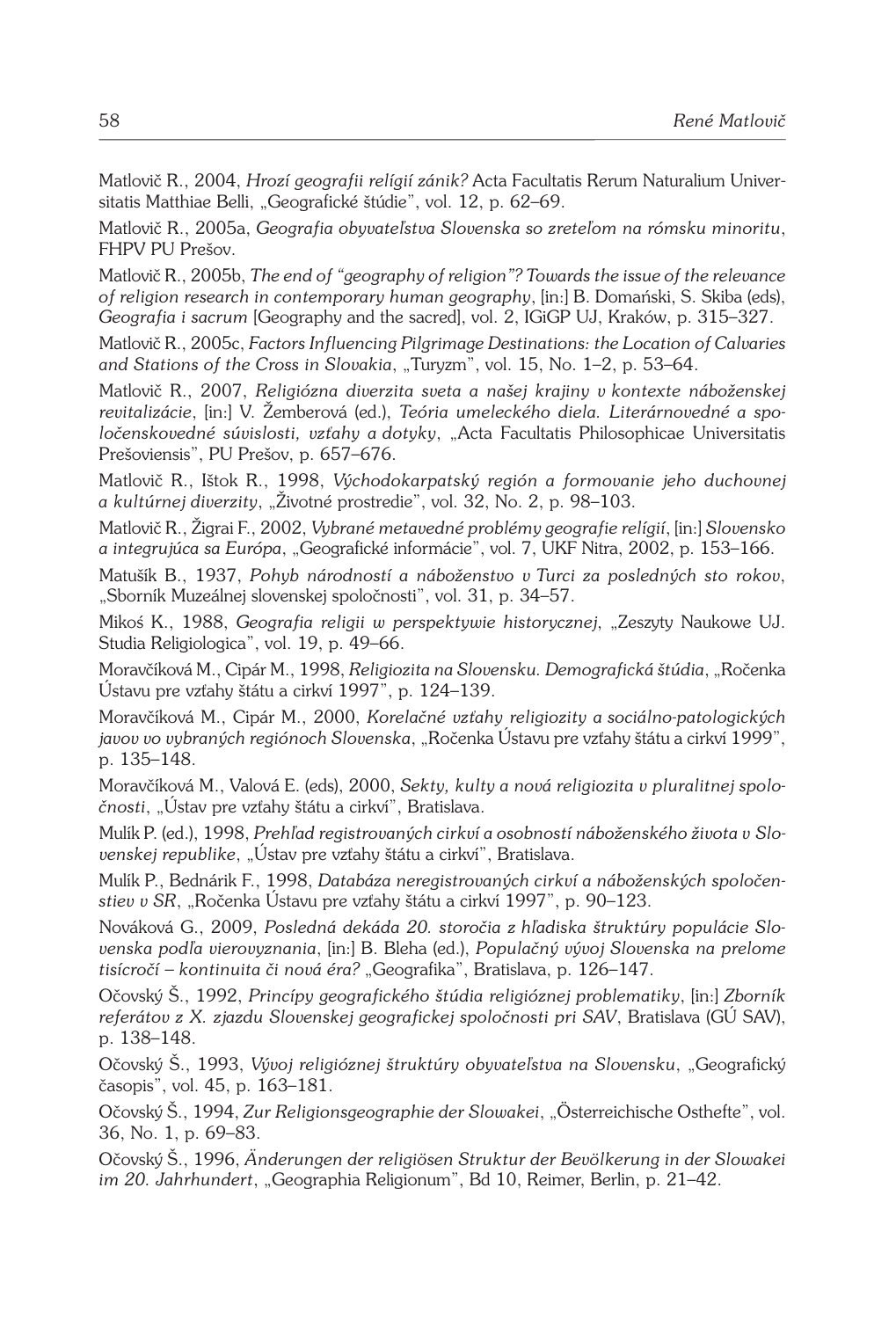Matlovič R., 2004, *Hrozí geografii relígií zánik?* Acta Facultatis Rerum Naturalium Universitatis Matthiae Belli, „Geografické štúdie", vol. 12, p. 62–69.

Matlovič R., 2005a, *Geografia obyvateľstva Slovenska so zreteľom na rómsku minoritu*, FHPV PU Prešov.

Matlovič R., 2005b, *The end of "geography of religion"? Towards the issue of the relevance of religion research in contemporary human geography*, [in:] B. Domański, S. Skiba (eds), *Geografia i sacrum* [Geography and the sacred], vol. 2, IGiGP UJ, Kraków, p. 315–327.

Matlovič R., 2005c, *Factors Influencing Pilgrimage Destinations: the Location of Calvaries and Stations of the Cross in Slovakia*, „Turyzm", vol. 15, No. 1–2, p. 53–64.

Matlovič R., 2007, *Religiózna diverzita sveta a našej krajiny v kontexte náboženskej revitalizácie*, [in:] V. Žemberová (ed.), *Teória umeleckého diela. Literárnovedné a spoločenskovedné súvislosti, vzťahy a dotyky*, „Acta Facultatis Philosophicae Universitatis Prešoviensis", PU Prešov, p. 657–676.

Matlovič R., Ištok R., 1998, *Východokarpatský región a formovanie jeho duchovnej a kultúrnej diverzity*, „Životné prostredie", vol. 32, No. 2, p. 98–103.

Matlovič R., Žigrai F., 2002, *Vybrané metavedné problémy geografie relígií*, [in:] *Slovensko a integrujúca sa Európa*, „Geografické informácie", vol. 7, UKF Nitra, 2002, p. 153–166.

Matušík B., 1937, *Pohyb národností a náboženstvo v Turci za posledných sto rokov*, „Sborník Muzeálnej slovenskej spoločnosti", vol. 31, p. 34–57.

Mikoś K., 1988, *Geografia religii w perspektywie historycznej*, „Zeszyty Naukowe UJ. Studia Religiologica", vol. 19, p. 49–66.

Moravčíková M., Cipár M., 1998, *Religiozita na Slovensku. Demografická štúdia*, „Ročenka Ústavu pre vzťahy štátu a cirkví 1997", p. 124–139.

Moravčíková M., Cipár M., 2000, *Korelačné vzťahy religiozity a sociálno-patologických javov vo vybraných regiónoch Slovenska*, „Ročenka Ústavu pre vzťahy štátu a cirkví 1999", p. 135–148.

Moravčíková M., Valová E. (eds), 2000, *Sekty, kulty a nová religiozita v pluralitnej spoločnosti*, „Ústav pre vzťahy štátu a cirkví", Bratislava.

Mulík P. (ed.), 1998, *Prehľad registrovaných cirkví a osobností náboženského života v Slovenskej republike*, „Ústav pre vzťahy štátu a cirkví", Bratislava.

Mulík P., Bednárik F., 1998, *Databáza neregistrovaných cirkví a náboženských spoločenstiev v SR*, „Ročenka Ústavu pre vzťahy štátu a cirkví 1997", p. 90–123.

Nováková G., 2009, *Posledná dekáda 20. storočia z hľadiska štruktúry populácie Slovenska podľa vierovyznania*, [in:] B. Bleha (ed.), *Populačný vývoj Slovenska na prelome tisícročí – kontinuita či nová éra?* „Geografika", Bratislava, p. 126–147.

Očovský Š., 1992, *Princípy geografického štúdia religióznej problematiky*, [in:] *Zborník referátov z X. zjazdu Slovenskej geografickej spoločnosti pri SAV*, Bratislava (GÚ SAV), p. 138–148.

Očovský Š., 1993, *Vývoj religióznej štruktúry obyvateľstva na Slovensku*, „Geografický časopis", vol. 45, p. 163–181.

Očovský Š., 1994, *Zur Religionsgeographie der Slowakei*, „Österreichische Osthefte", vol. 36, No. 1, p. 69–83.

Očovský Š., 1996, *Änderungen der religiösen Struktur der Bevölkerung in der Slowakei im 20. Jahrhundert*, „Geographia Religionum", Bd 10, Reimer, Berlin, p. 21–42.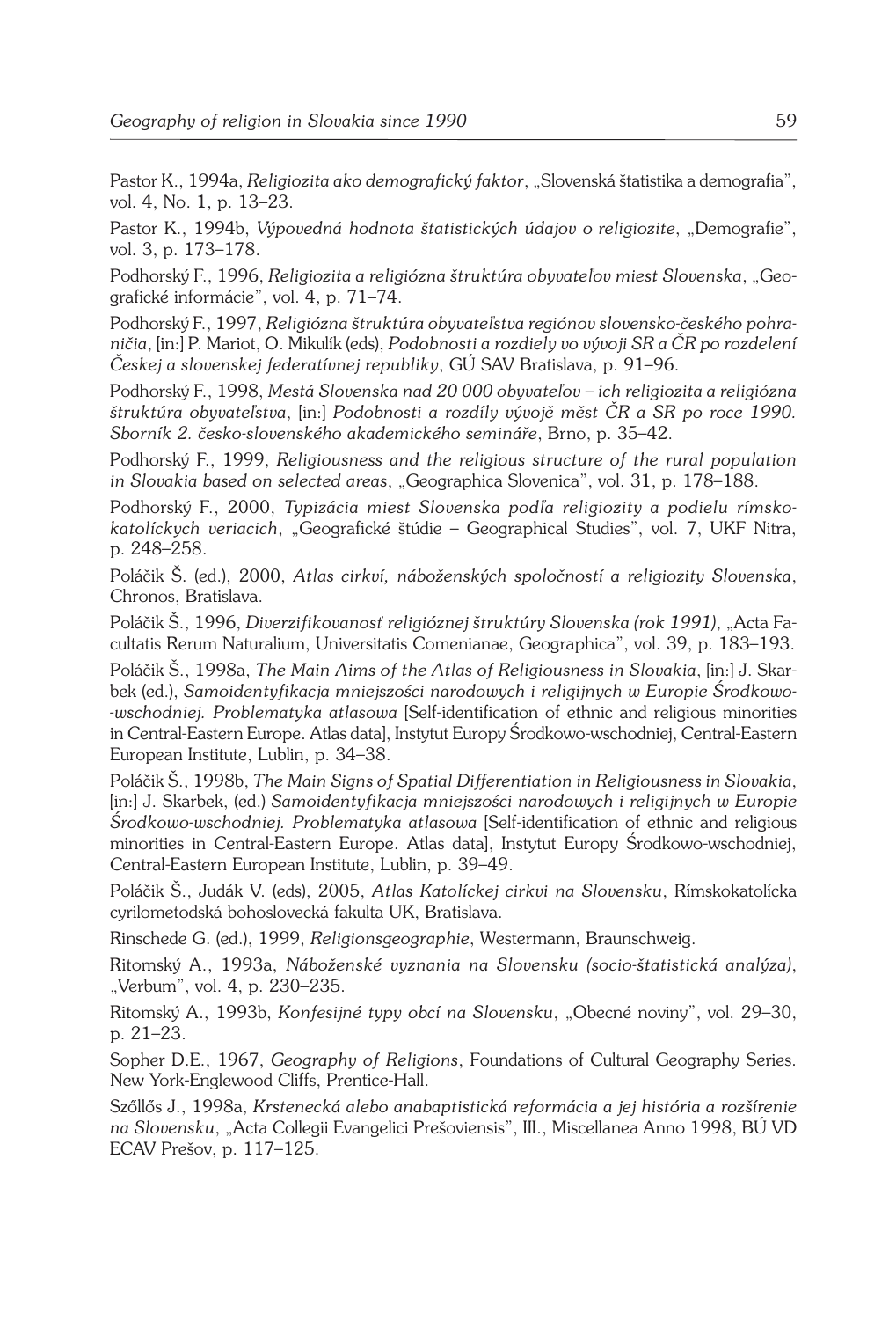Pastor K., 1994a, *Religiozita ako demografický faktor*, „Slovenská štatistika a demografia", vol. 4, No. 1, p. 13–23.

Pastor K., 1994b, *Výpovedná hodnota štatistických údajov o religiozite*, „Demografie", vol. 3, p. 173–178.

Podhorský F., 1996, *Religiozita a religiózna štruktúra obyvateľov miest Slovenska*, „Geografické informácie", vol. 4, p. 71–74.

Podhorský F., 1997, *Religiózna štruktúra obyvateľstva regiónov slovensko-českého pohraničia*, [in:] P. Mariot, O. Mikulík (eds), *Podobnosti a rozdiely vo vývoji SR a ČR po rozdelení Českej a slovenskej federatívnej republiky*, GÚ SAV Bratislava, p. 91–96.

Podhorský F., 1998, *Mestá Slovenska nad 20 000 obyvateľov – ich religiozita a religiózna štruktúra obyvateľstva*, [in:] *Podobnosti a rozdíly vývojě měst ČR a SR po roce 1990. Sborník 2. česko-slovenského akademického semináře*, Brno, p. 35–42.

Podhorský F., 1999, *Religiousness and the religious structure of the rural population in Slovakia based on selected areas*, „Geographica Slovenica", vol. 31, p. 178–188.

Podhorský F., 2000, *Typizácia miest Slovenska podľa religiozity a podielu rímskokatolíckych veriacich*, „Geografické štúdie – Geographical Studies", vol. 7, UKF Nitra, p. 248–258.

Poláčik Š. (ed.), 2000, *Atlas cirkví, náboženských spoločností a religiozity Slovenska*, Chronos, Bratislava.

Poláčik Š., 1996, *Diverzifikovanosť religióznej štruktúry Slovenska (rok 1991)*, „Acta Facultatis Rerum Naturalium, Universitatis Comenianae, Geographica", vol. 39, p. 183–193.

Poláčik Š., 1998a, *The Main Aims of the Atlas of Religiousness in Slovakia*, [in:] J. Skarbek (ed.), *Samoidentyfikacja mniejszości narodowych i religijnych w Europie Środkowo-wschodniej. Problematyka atlasowa* [Self-identification of ethnic and religious minorities in Central-Eastern Europe. Atlas data], Instytut Europy Środkowo-wschodniej, Central-Eastern European Institute, Lublin, p. 34–38.

Poláčik Š., 1998b, *The Main Signs of Spatial Differentiation in Religiousness in Slovakia*, [in:] J. Skarbek, (ed.) *Samoidentyfikacja mniejszości narodowych i religijnych w Europie Środkowo-wschodniej. Problematyka atlasowa* [Self-identification of ethnic and religious minorities in Central-Eastern Europe. Atlas data], Instytut Europy Środkowo-wschodniej, Central-Eastern European Institute, Lublin, p. 39–49.

Poláčik Š., Judák V. (eds), 2005, *Atlas Katolíckej cirkvi na Slovensku*, Rímskokatolícka cyrilometodská bohoslovecká fakulta UK, Bratislava.

Rinschede G. (ed.), 1999, *Religionsgeographie*, Westermann, Braunschweig.

Ritomský A., 1993a, *Náboženské vyznania na Slovensku (socio-štatistická analýza)*, „Verbum", vol. 4, p. 230–235.

Ritomský A., 1993b, *Konfesijné typy obcí na Slovensku*, „Obecné noviny", vol. 29–30, p. 21–23.

Sopher D.E., 1967, *Geography of Religions*, Foundations of Cultural Geography Series. New York-Englewood Cliffs, Prentice-Hall.

Szőllős J., 1998a, *Krstenecká alebo anabaptistická reformácia a jej história a rozšírenie na Slovensku*, „Acta Collegii Evangelici Prešoviensis", III., Miscellanea Anno 1998, BÚ VD ECAV Prešov, p. 117–125.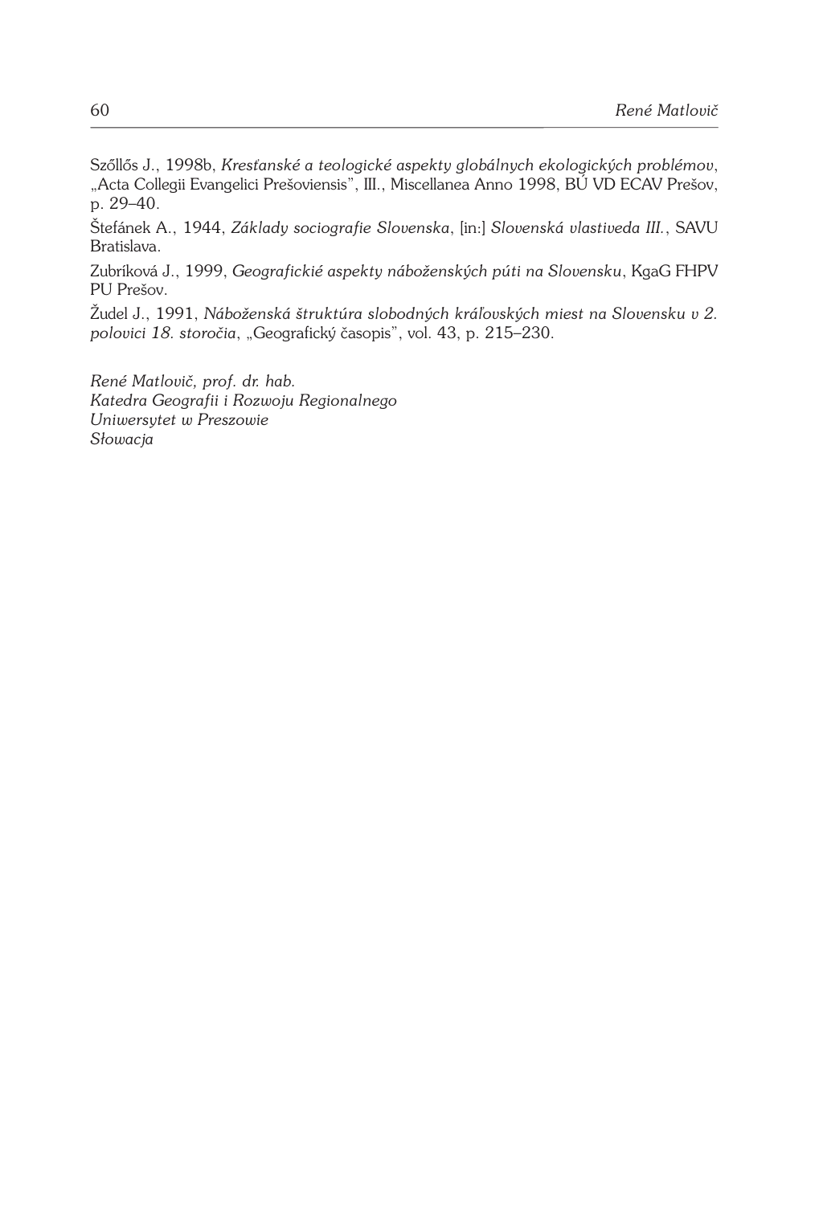Szőllős J., 1998b, *Kresťanské a teologické aspekty globálnych ekologických problémov*, „Acta Collegii Evangelici Prešoviensis", III., Miscellanea Anno 1998, BÚ VD ECAV Prešov, p. 29–40.

Štefánek A., 1944, *Základy sociografie Slovenska*, [in:] *Slovenská vlastiveda III.*, SAVU Bratislava.

Zubríková J., 1999, *Geografickié aspekty náboženských púti na Slovensku*, KgaG FHPV PU Prešov.

Žudel J., 1991, *Náboženská štruktúra slobodných kráľovských miest na Slovensku v 2. polovici 18. storočia*, „Geografický časopis", vol. 43, p. 215–230.

*René Matlovič, prof. dr. hab.*
*Katedra Geografii i Rozwoju Regionalnego*
*Uniwersytet w Preszowie*
*Słowacja*